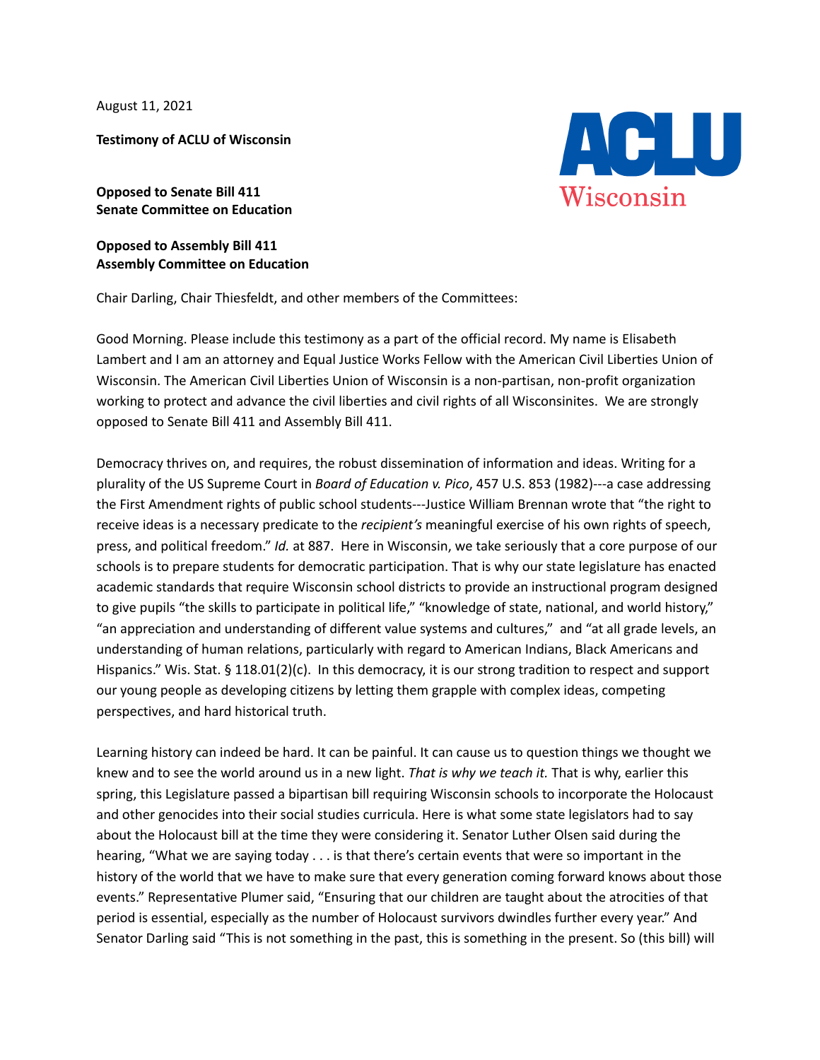August 11, 2021

**Testimony of ACLU of Wisconsin**

ACLU Wisconsin

**Opposed to Senate Bill 411**
**Senate Committee on Education**

**Opposed to Assembly Bill 411**
**Assembly Committee on Education**

Chair Darling, Chair Thiesfeldt, and other members of the Committees:

Good Morning. Please include this testimony as a part of the official record. My name is Elisabeth Lambert and I am an attorney and Equal Justice Works Fellow with the American Civil Liberties Union of Wisconsin. The American Civil Liberties Union of Wisconsin is a non-partisan, non-profit organization working to protect and advance the civil liberties and civil rights of all Wisconsinites. We are strongly opposed to Senate Bill 411 and Assembly Bill 411.

Democracy thrives on, and requires, the robust dissemination of information and ideas. Writing for a plurality of the US Supreme Court in *Board of Education v. Pico*, 457 U.S. 853 (1982)---a case addressing the First Amendment rights of public school students---Justice William Brennan wrote that "the right to receive ideas is a necessary predicate to the *recipient's* meaningful exercise of his own rights of speech, press, and political freedom." *Id.* at 887. Here in Wisconsin, we take seriously that a core purpose of our schools is to prepare students for democratic participation. That is why our state legislature has enacted academic standards that require Wisconsin school districts to provide an instructional program designed to give pupils "the skills to participate in political life," "knowledge of state, national, and world history," "an appreciation and understanding of different value systems and cultures," and "at all grade levels, an understanding of human relations, particularly with regard to American Indians, Black Americans and Hispanics." Wis. Stat. § 118.01(2)(c). In this democracy, it is our strong tradition to respect and support our young people as developing citizens by letting them grapple with complex ideas, competing perspectives, and hard historical truth.

Learning history can indeed be hard. It can be painful. It can cause us to question things we thought we knew and to see the world around us in a new light. *That is why we teach it.* That is why, earlier this spring, this Legislature passed a bipartisan bill requiring Wisconsin schools to incorporate the Holocaust and other genocides into their social studies curricula. Here is what some state legislators had to say about the Holocaust bill at the time they were considering it. Senator Luther Olsen said during the hearing, "What we are saying today . . . is that there's certain events that were so important in the history of the world that we have to make sure that every generation coming forward knows about those events." Representative Plumer said, "Ensuring that our children are taught about the atrocities of that period is essential, especially as the number of Holocaust survivors dwindles further every year." And Senator Darling said "This is not something in the past, this is something in the present. So (this bill) will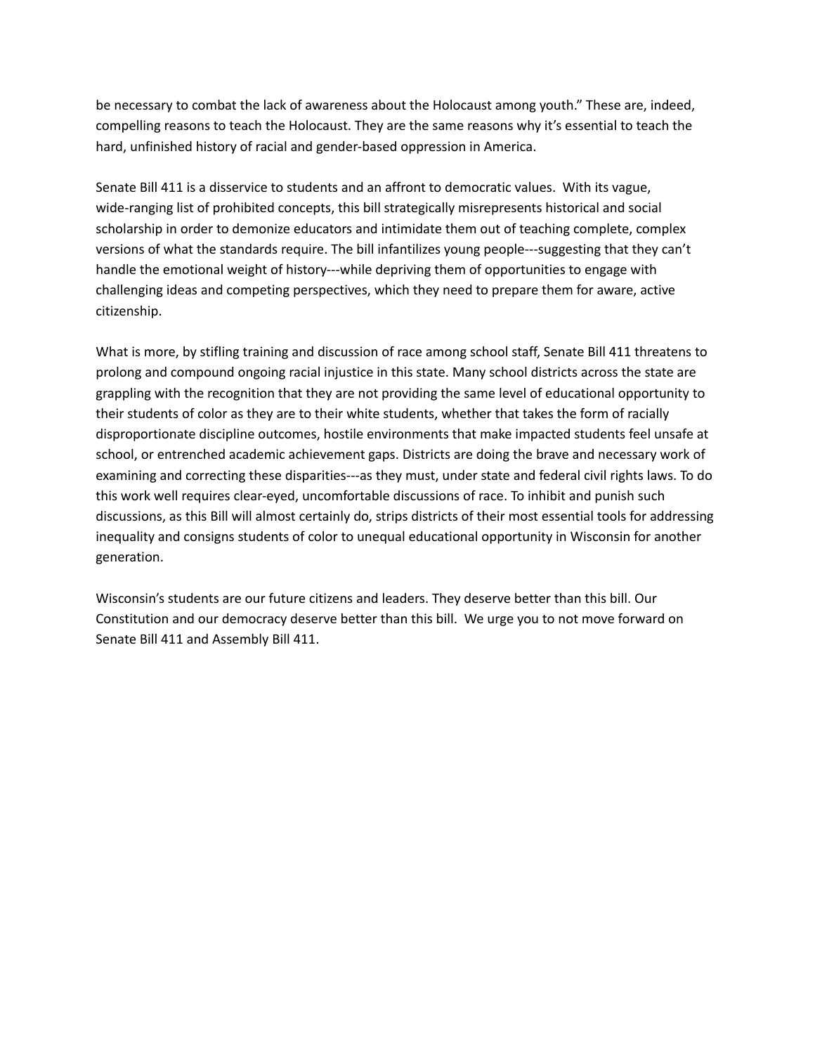be necessary to combat the lack of awareness about the Holocaust among youth." These are, indeed, compelling reasons to teach the Holocaust. They are the same reasons why it's essential to teach the hard, unfinished history of racial and gender-based oppression in America.

Senate Bill 411 is a disservice to students and an affront to democratic values. With its vague, wide-ranging list of prohibited concepts, this bill strategically misrepresents historical and social scholarship in order to demonize educators and intimidate them out of teaching complete, complex versions of what the standards require. The bill infantilizes young people---suggesting that they can't handle the emotional weight of history---while depriving them of opportunities to engage with challenging ideas and competing perspectives, which they need to prepare them for aware, active citizenship.

What is more, by stifling training and discussion of race among school staff, Senate Bill 411 threatens to prolong and compound ongoing racial injustice in this state. Many school districts across the state are grappling with the recognition that they are not providing the same level of educational opportunity to their students of color as they are to their white students, whether that takes the form of racially disproportionate discipline outcomes, hostile environments that make impacted students feel unsafe at school, or entrenched academic achievement gaps. Districts are doing the brave and necessary work of examining and correcting these disparities---as they must, under state and federal civil rights laws. To do this work well requires clear-eyed, uncomfortable discussions of race. To inhibit and punish such discussions, as this Bill will almost certainly do, strips districts of their most essential tools for addressing inequality and consigns students of color to unequal educational opportunity in Wisconsin for another generation.

Wisconsin's students are our future citizens and leaders. They deserve better than this bill. Our Constitution and our democracy deserve better than this bill. We urge you to not move forward on Senate Bill 411 and Assembly Bill 411.